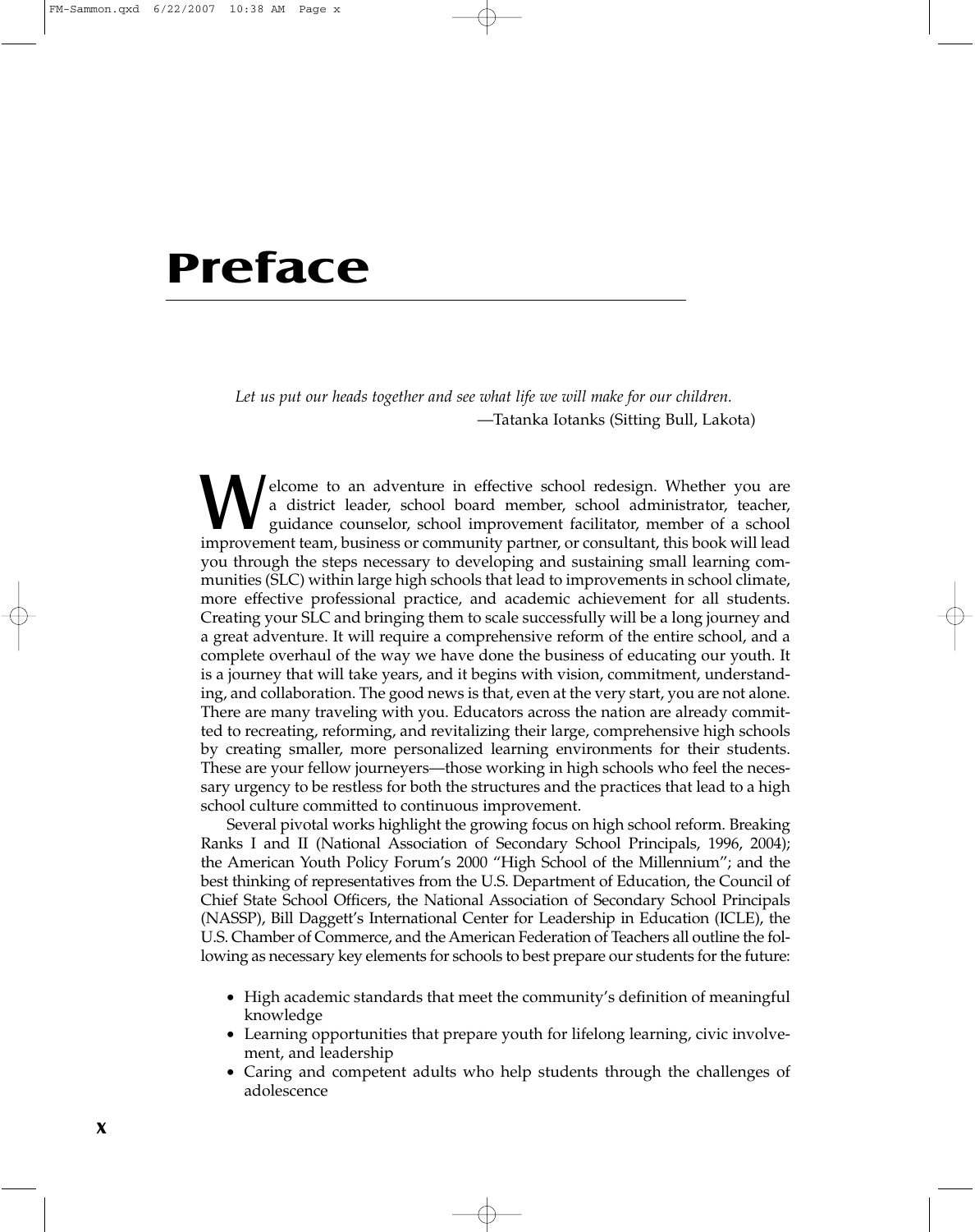# Preface

*Let us put our heads together and see what life we will make for our children.*

—Tatanka Iotanks (Sitting Bull, Lakota)

Welcome to an adventure in effective school redesign. Whether you are a district leader, school board member, school administrator, teacher, guidance counselor, school improvement facilitator, member of a school improvement team, business or community partner, or consultant, this book will lead you through the steps necessary to developing and sustaining small learning communities (SLC) within large high schools that lead to improvements in school climate, more effective professional practice, and academic achievement for all students. Creating your SLC and bringing them to scale successfully will be a long journey and a great adventure. It will require a comprehensive reform of the entire school, and a complete overhaul of the way we have done the business of educating our youth. It is a journey that will take years, and it begins with vision, commitment, understanding, and collaboration. The good news is that, even at the very start, you are not alone. There are many traveling with you. Educators across the nation are already committed to recreating, reforming, and revitalizing their large, comprehensive high schools by creating smaller, more personalized learning environments for their students. These are your fellow journeyers—those working in high schools who feel the necessary urgency to be restless for both the structures and the practices that lead to a high school culture committed to continuous improvement.

Several pivotal works highlight the growing focus on high school reform. Breaking Ranks I and II (National Association of Secondary School Principals, 1996, 2004); the American Youth Policy Forum's 2000 "High School of the Millennium"; and the best thinking of representatives from the U.S. Department of Education, the Council of Chief State School Officers, the National Association of Secondary School Principals (NASSP), Bill Daggett's International Center for Leadership in Education (ICLE), the U.S. Chamber of Commerce, and the American Federation of Teachers all outline the following as necessary key elements for schools to best prepare our students for the future:

- High academic standards that meet the community's definition of meaningful knowledge
- Learning opportunities that prepare youth for lifelong learning, civic involvement, and leadership
- Caring and competent adults who help students through the challenges of adolescence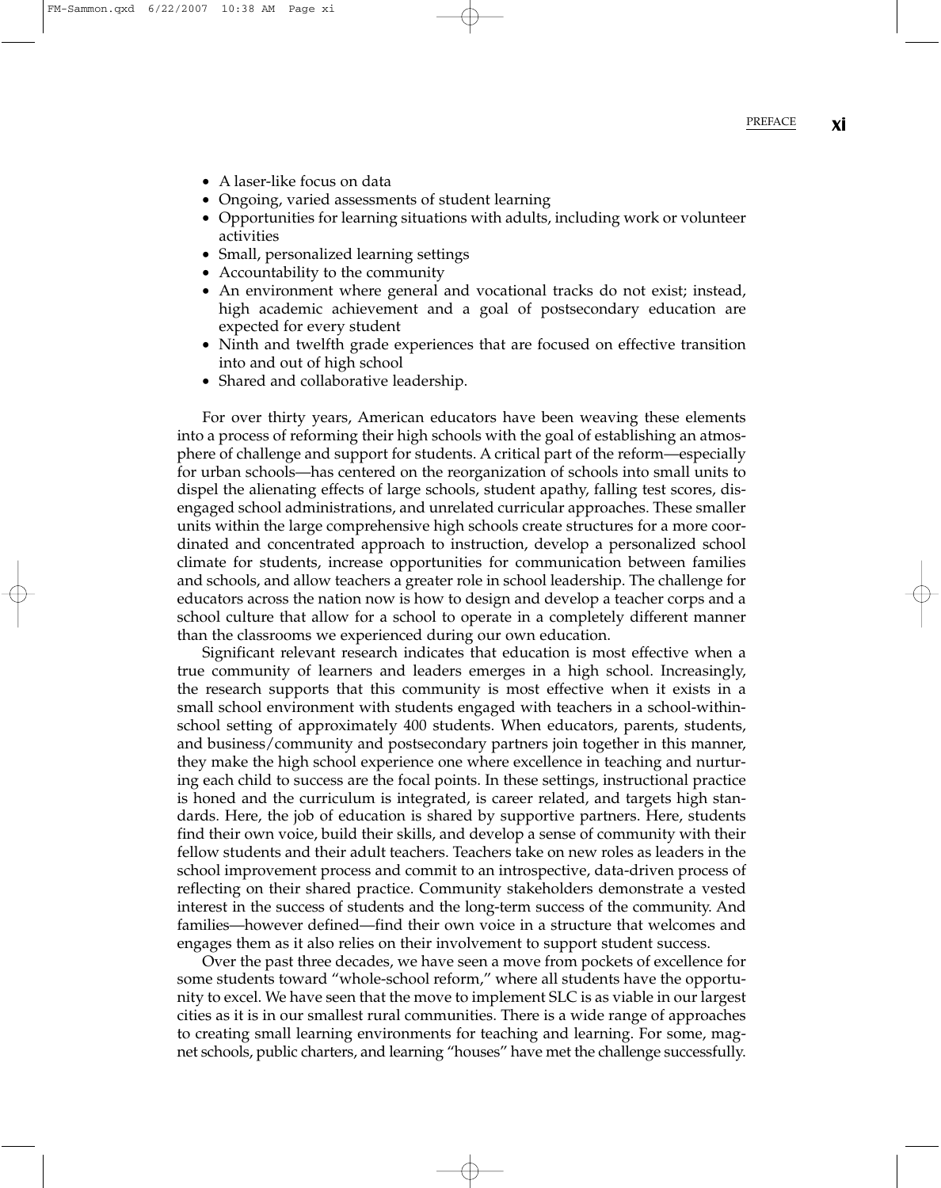- A laser-like focus on data
- Ongoing, varied assessments of student learning
- Opportunities for learning situations with adults, including work or volunteer activities
- Small, personalized learning settings
- Accountability to the community
- An environment where general and vocational tracks do not exist; instead, high academic achievement and a goal of postsecondary education are expected for every student
- Ninth and twelfth grade experiences that are focused on effective transition into and out of high school
- Shared and collaborative leadership.

For over thirty years, American educators have been weaving these elements into a process of reforming their high schools with the goal of establishing an atmosphere of challenge and support for students. A critical part of the reform—especially for urban schools—has centered on the reorganization of schools into small units to dispel the alienating effects of large schools, student apathy, falling test scores, disengaged school administrations, and unrelated curricular approaches. These smaller units within the large comprehensive high schools create structures for a more coordinated and concentrated approach to instruction, develop a personalized school climate for students, increase opportunities for communication between families and schools, and allow teachers a greater role in school leadership. The challenge for educators across the nation now is how to design and develop a teacher corps and a school culture that allow for a school to operate in a completely different manner than the classrooms we experienced during our own education.

Significant relevant research indicates that education is most effective when a true community of learners and leaders emerges in a high school. Increasingly, the research supports that this community is most effective when it exists in a small school environment with students engaged with teachers in a school-within-school setting of approximately 400 students. When educators, parents, students, and business/community and postsecondary partners join together in this manner, they make the high school experience one where excellence in teaching and nurturing each child to success are the focal points. In these settings, instructional practice is honed and the curriculum is integrated, is career related, and targets high standards. Here, the job of education is shared by supportive partners. Here, students find their own voice, build their skills, and develop a sense of community with their fellow students and their adult teachers. Teachers take on new roles as leaders in the school improvement process and commit to an introspective, data-driven process of reflecting on their shared practice. Community stakeholders demonstrate a vested interest in the success of students and the long-term success of the community. And families—however defined—find their own voice in a structure that welcomes and engages them as it also relies on their involvement to support student success.

Over the past three decades, we have seen a move from pockets of excellence for some students toward "whole-school reform," where all students have the opportunity to excel. We have seen that the move to implement SLC is as viable in our largest cities as it is in our smallest rural communities. There is a wide range of approaches to creating small learning environments for teaching and learning. For some, magnet schools, public charters, and learning "houses" have met the challenge successfully.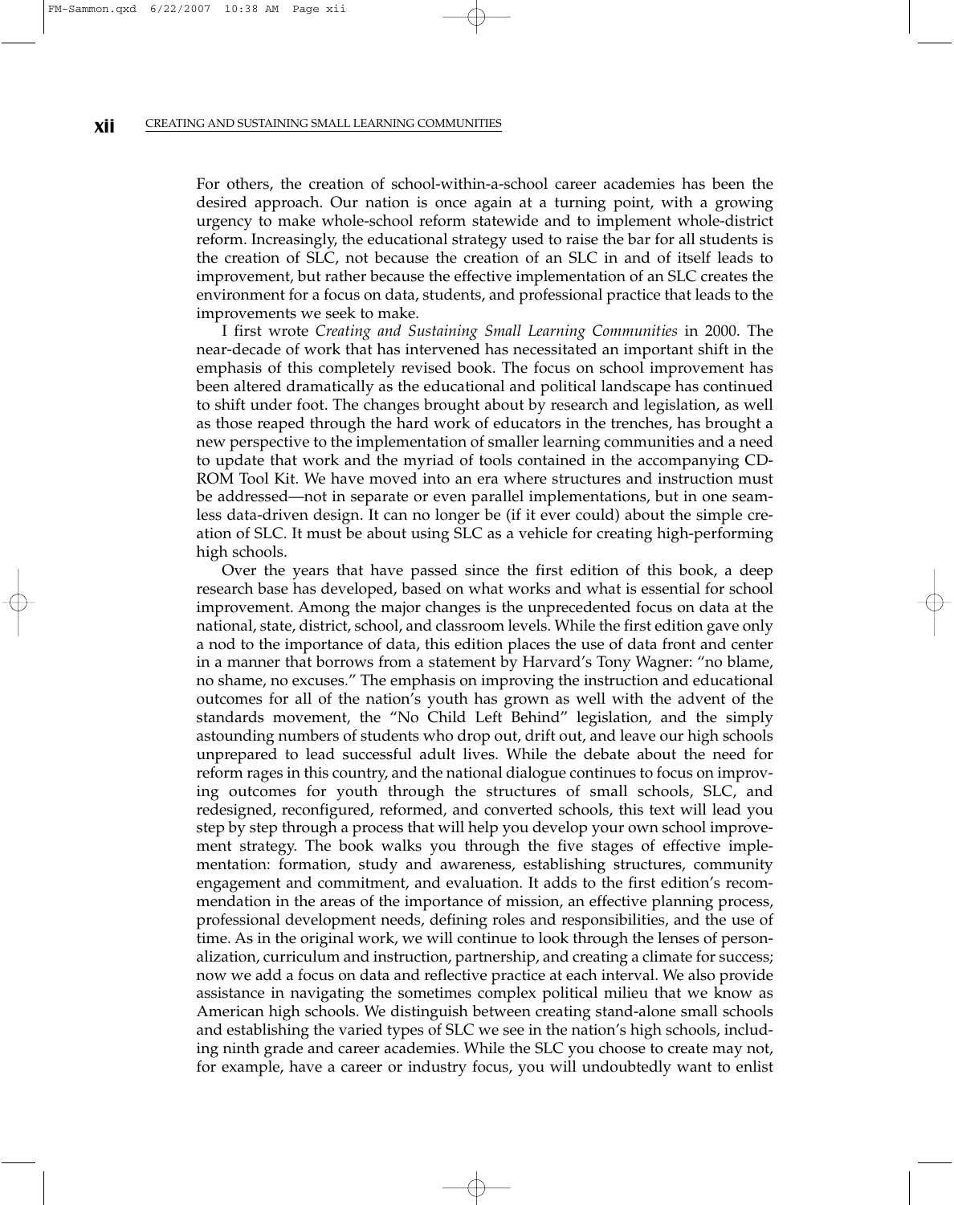For others, the creation of school-within-a-school career academies has been the desired approach. Our nation is once again at a turning point, with a growing urgency to make whole-school reform statewide and to implement whole-district reform. Increasingly, the educational strategy used to raise the bar for all students is the creation of SLC, not because the creation of an SLC in and of itself leads to improvement, but rather because the effective implementation of an SLC creates the environment for a focus on data, students, and professional practice that leads to the improvements we seek to make.

I first wrote *Creating and Sustaining Small Learning Communities* in 2000. The near-decade of work that has intervened has necessitated an important shift in the emphasis of this completely revised book. The focus on school improvement has been altered dramatically as the educational and political landscape has continued to shift under foot. The changes brought about by research and legislation, as well as those reaped through the hard work of educators in the trenches, has brought a new perspective to the implementation of smaller learning communities and a need to update that work and the myriad of tools contained in the accompanying CD-ROM Tool Kit. We have moved into an era where structures and instruction must be addressed—not in separate or even parallel implementations, but in one seamless data-driven design. It can no longer be (if it ever could) about the simple creation of SLC. It must be about using SLC as a vehicle for creating high-performing high schools.

Over the years that have passed since the first edition of this book, a deep research base has developed, based on what works and what is essential for school improvement. Among the major changes is the unprecedented focus on data at the national, state, district, school, and classroom levels. While the first edition gave only a nod to the importance of data, this edition places the use of data front and center in a manner that borrows from a statement by Harvard's Tony Wagner: "no blame, no shame, no excuses." The emphasis on improving the instruction and educational outcomes for all of the nation's youth has grown as well with the advent of the standards movement, the "No Child Left Behind" legislation, and the simply astounding numbers of students who drop out, drift out, and leave our high schools unprepared to lead successful adult lives. While the debate about the need for reform rages in this country, and the national dialogue continues to focus on improving outcomes for youth through the structures of small schools, SLC, and redesigned, reconfigured, reformed, and converted schools, this text will lead you step by step through a process that will help you develop your own school improvement strategy. The book walks you through the five stages of effective implementation: formation, study and awareness, establishing structures, community engagement and commitment, and evaluation. It adds to the first edition's recommendation in the areas of the importance of mission, an effective planning process, professional development needs, defining roles and responsibilities, and the use of time. As in the original work, we will continue to look through the lenses of personalization, curriculum and instruction, partnership, and creating a climate for success; now we add a focus on data and reflective practice at each interval. We also provide assistance in navigating the sometimes complex political milieu that we know as American high schools. We distinguish between creating stand-alone small schools and establishing the varied types of SLC we see in the nation's high schools, including ninth grade and career academies. While the SLC you choose to create may not, for example, have a career or industry focus, you will undoubtedly want to enlist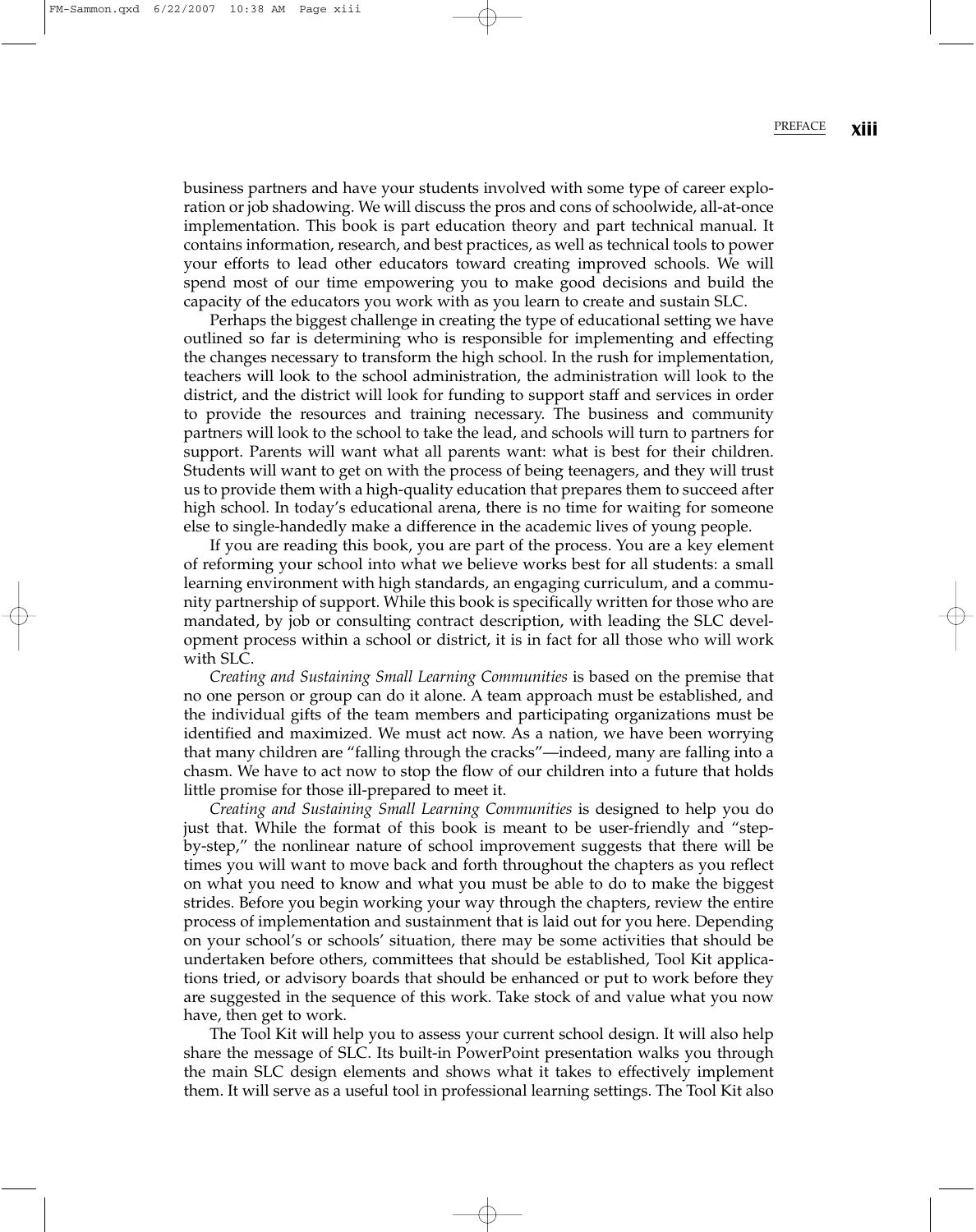business partners and have your students involved with some type of career exploration or job shadowing. We will discuss the pros and cons of schoolwide, all-at-once implementation. This book is part education theory and part technical manual. It contains information, research, and best practices, as well as technical tools to power your efforts to lead other educators toward creating improved schools. We will spend most of our time empowering you to make good decisions and build the capacity of the educators you work with as you learn to create and sustain SLC.

Perhaps the biggest challenge in creating the type of educational setting we have outlined so far is determining who is responsible for implementing and effecting the changes necessary to transform the high school. In the rush for implementation, teachers will look to the school administration, the administration will look to the district, and the district will look for funding to support staff and services in order to provide the resources and training necessary. The business and community partners will look to the school to take the lead, and schools will turn to partners for support. Parents will want what all parents want: what is best for their children. Students will want to get on with the process of being teenagers, and they will trust us to provide them with a high-quality education that prepares them to succeed after high school. In today's educational arena, there is no time for waiting for someone else to single-handedly make a difference in the academic lives of young people.

If you are reading this book, you are part of the process. You are a key element of reforming your school into what we believe works best for all students: a small learning environment with high standards, an engaging curriculum, and a community partnership of support. While this book is specifically written for those who are mandated, by job or consulting contract description, with leading the SLC development process within a school or district, it is in fact for all those who will work with SLC.

*Creating and Sustaining Small Learning Communities* is based on the premise that no one person or group can do it alone. A team approach must be established, and the individual gifts of the team members and participating organizations must be identified and maximized. We must act now. As a nation, we have been worrying that many children are "falling through the cracks"—indeed, many are falling into a chasm. We have to act now to stop the flow of our children into a future that holds little promise for those ill-prepared to meet it.

*Creating and Sustaining Small Learning Communities* is designed to help you do just that. While the format of this book is meant to be user-friendly and "step-by-step," the nonlinear nature of school improvement suggests that there will be times you will want to move back and forth throughout the chapters as you reflect on what you need to know and what you must be able to do to make the biggest strides. Before you begin working your way through the chapters, review the entire process of implementation and sustainment that is laid out for you here. Depending on your school's or schools' situation, there may be some activities that should be undertaken before others, committees that should be established, Tool Kit applications tried, or advisory boards that should be enhanced or put to work before they are suggested in the sequence of this work. Take stock of and value what you now have, then get to work.

The Tool Kit will help you to assess your current school design. It will also help share the message of SLC. Its built-in PowerPoint presentation walks you through the main SLC design elements and shows what it takes to effectively implement them. It will serve as a useful tool in professional learning settings. The Tool Kit also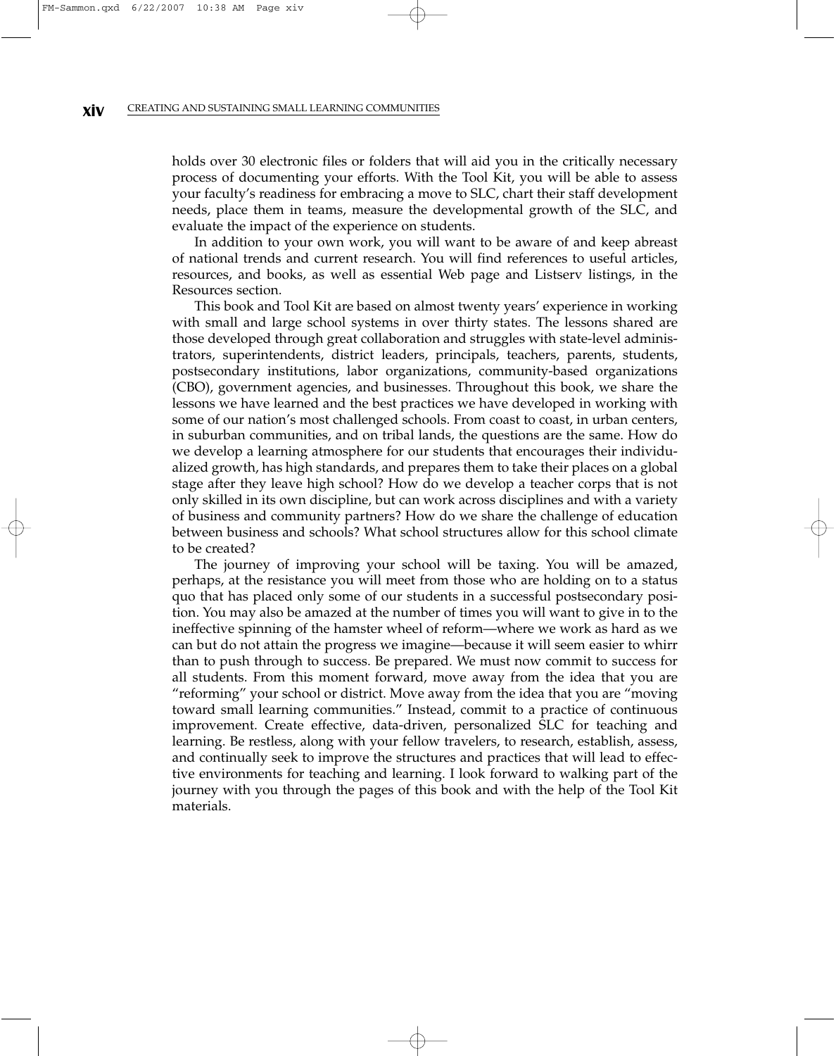holds over 30 electronic files or folders that will aid you in the critically necessary process of documenting your efforts. With the Tool Kit, you will be able to assess your faculty's readiness for embracing a move to SLC, chart their staff development needs, place them in teams, measure the developmental growth of the SLC, and evaluate the impact of the experience on students.

In addition to your own work, you will want to be aware of and keep abreast of national trends and current research. You will find references to useful articles, resources, and books, as well as essential Web page and Listserv listings, in the Resources section.

This book and Tool Kit are based on almost twenty years' experience in working with small and large school systems in over thirty states. The lessons shared are those developed through great collaboration and struggles with state-level administrators, superintendents, district leaders, principals, teachers, parents, students, postsecondary institutions, labor organizations, community-based organizations (CBO), government agencies, and businesses. Throughout this book, we share the lessons we have learned and the best practices we have developed in working with some of our nation's most challenged schools. From coast to coast, in urban centers, in suburban communities, and on tribal lands, the questions are the same. How do we develop a learning atmosphere for our students that encourages their individualized growth, has high standards, and prepares them to take their places on a global stage after they leave high school? How do we develop a teacher corps that is not only skilled in its own discipline, but can work across disciplines and with a variety of business and community partners? How do we share the challenge of education between business and schools? What school structures allow for this school climate to be created?

The journey of improving your school will be taxing. You will be amazed, perhaps, at the resistance you will meet from those who are holding on to a status quo that has placed only some of our students in a successful postsecondary position. You may also be amazed at the number of times you will want to give in to the ineffective spinning of the hamster wheel of reform—where we work as hard as we can but do not attain the progress we imagine—because it will seem easier to whirr than to push through to success. Be prepared. We must now commit to success for all students. From this moment forward, move away from the idea that you are "reforming" your school or district. Move away from the idea that you are "moving toward small learning communities." Instead, commit to a practice of continuous improvement. Create effective, data-driven, personalized SLC for teaching and learning. Be restless, along with your fellow travelers, to research, establish, assess, and continually seek to improve the structures and practices that will lead to effective environments for teaching and learning. I look forward to walking part of the journey with you through the pages of this book and with the help of the Tool Kit materials.